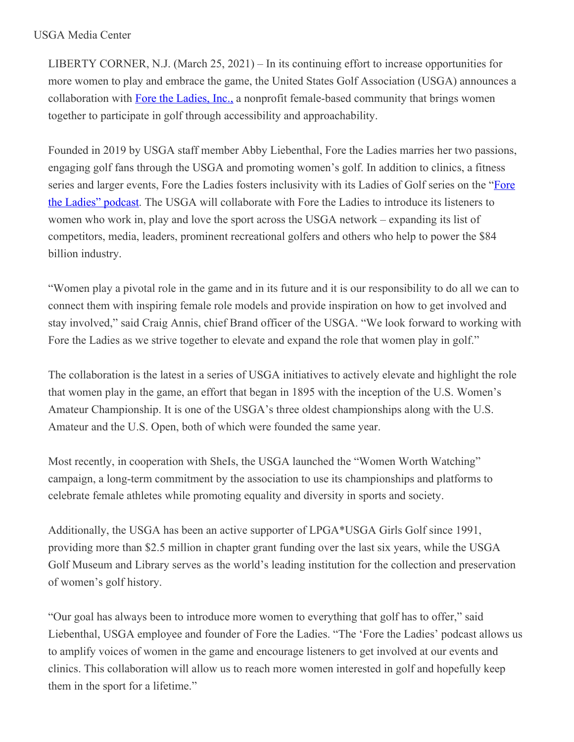USGA Media Center

LIBERTY CORNER, N.J. (March 25, 2021) – In its continuing effort to increase opportunities for more women to play and embrace the game, the United States Golf Association (USGA) announces a collaboration with [Fore the Ladies, Inc.,](#) a nonprofit female-based community that brings women together to participate in golf through accessibility and approachability.

Founded in 2019 by USGA staff member Abby Liebenthal, Fore the Ladies marries her two passions, engaging golf fans through the USGA and promoting women's golf. In addition to clinics, a fitness series and larger events, Fore the Ladies fosters inclusivity with its Ladies of Golf series on the "[Fore the Ladies" podcast](#). The USGA will collaborate with Fore the Ladies to introduce its listeners to women who work in, play and love the sport across the USGA network – expanding its list of competitors, media, leaders, prominent recreational golfers and others who help to power the $84 billion industry.

"Women play a pivotal role in the game and in its future and it is our responsibility to do all we can to connect them with inspiring female role models and provide inspiration on how to get involved and stay involved," said Craig Annis, chief Brand officer of the USGA. "We look forward to working with Fore the Ladies as we strive together to elevate and expand the role that women play in golf."

The collaboration is the latest in a series of USGA initiatives to actively elevate and highlight the role that women play in the game, an effort that began in 1895 with the inception of the U.S. Women's Amateur Championship. It is one of the USGA's three oldest championships along with the U.S. Amateur and the U.S. Open, both of which were founded the same year.

Most recently, in cooperation with SheIs, the USGA launched the "Women Worth Watching" campaign, a long-term commitment by the association to use its championships and platforms to celebrate female athletes while promoting equality and diversity in sports and society.

Additionally, the USGA has been an active supporter of LPGA*USGA Girls Golf since 1991, providing more than $2.5 million in chapter grant funding over the last six years, while the USGA Golf Museum and Library serves as the world's leading institution for the collection and preservation of women's golf history.

"Our goal has always been to introduce more women to everything that golf has to offer," said Liebenthal, USGA employee and founder of Fore the Ladies. "The 'Fore the Ladies' podcast allows us to amplify voices of women in the game and encourage listeners to get involved at our events and clinics. This collaboration will allow us to reach more women interested in golf and hopefully keep them in the sport for a lifetime."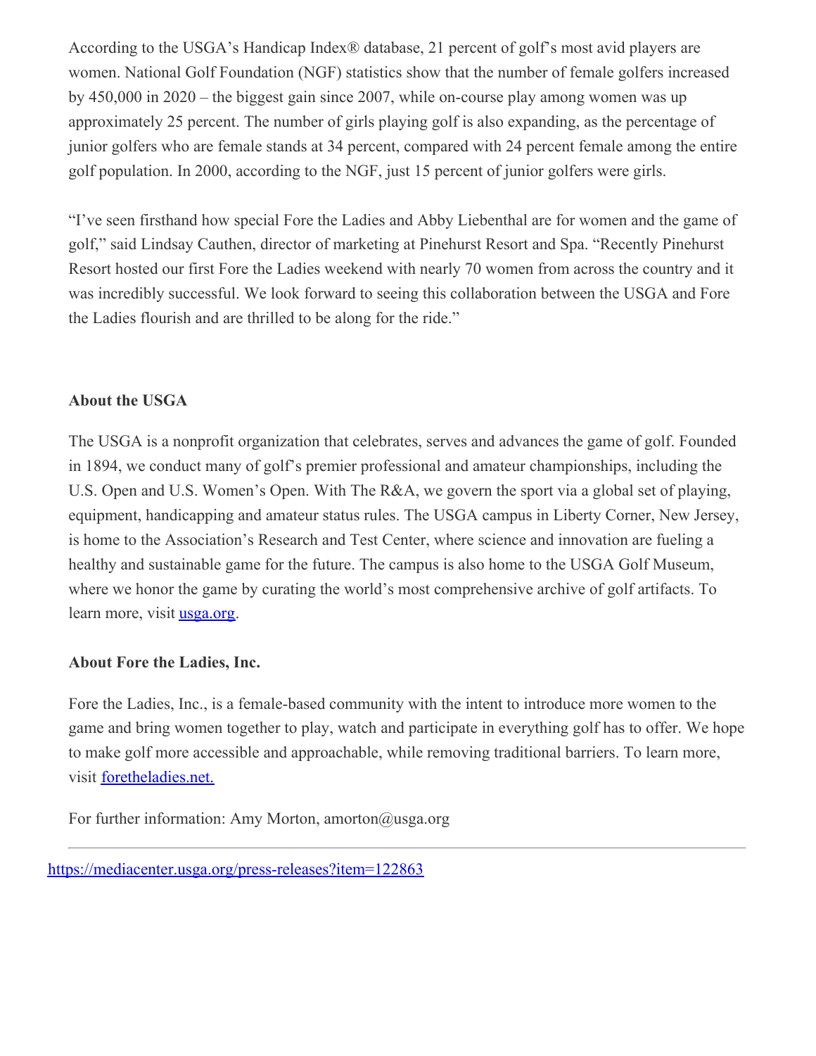According to the USGA's Handicap Index® database, 21 percent of golf's most avid players are women. National Golf Foundation (NGF) statistics show that the number of female golfers increased by 450,000 in 2020 – the biggest gain since 2007, while on-course play among women was up approximately 25 percent. The number of girls playing golf is also expanding, as the percentage of junior golfers who are female stands at 34 percent, compared with 24 percent female among the entire golf population. In 2000, according to the NGF, just 15 percent of junior golfers were girls.

"I've seen firsthand how special Fore the Ladies and Abby Liebenthal are for women and the game of golf," said Lindsay Cauthen, director of marketing at Pinehurst Resort and Spa. "Recently Pinehurst Resort hosted our first Fore the Ladies weekend with nearly 70 women from across the country and it was incredibly successful. We look forward to seeing this collaboration between the USGA and Fore the Ladies flourish and are thrilled to be along for the ride."

**About the USGA**

The USGA is a nonprofit organization that celebrates, serves and advances the game of golf. Founded in 1894, we conduct many of golf's premier professional and amateur championships, including the U.S. Open and U.S. Women's Open. With The R&A, we govern the sport via a global set of playing, equipment, handicapping and amateur status rules. The USGA campus in Liberty Corner, New Jersey, is home to the Association's Research and Test Center, where science and innovation are fueling a healthy and sustainable game for the future. The campus is also home to the USGA Golf Museum, where we honor the game by curating the world's most comprehensive archive of golf artifacts. To learn more, visit [usga.org](https://usga.org).

**About Fore the Ladies, Inc.**

Fore the Ladies, Inc., is a female-based community with the intent to introduce more women to the game and bring women together to play, watch and participate in everything golf has to offer. We hope to make golf more accessible and approachable, while removing traditional barriers. To learn more, visit [foretheladies.net.](https://foretheladies.net)

For further information: Amy Morton, amorton@usga.org

---

https://mediacenter.usga.org/press-releases?item=122863